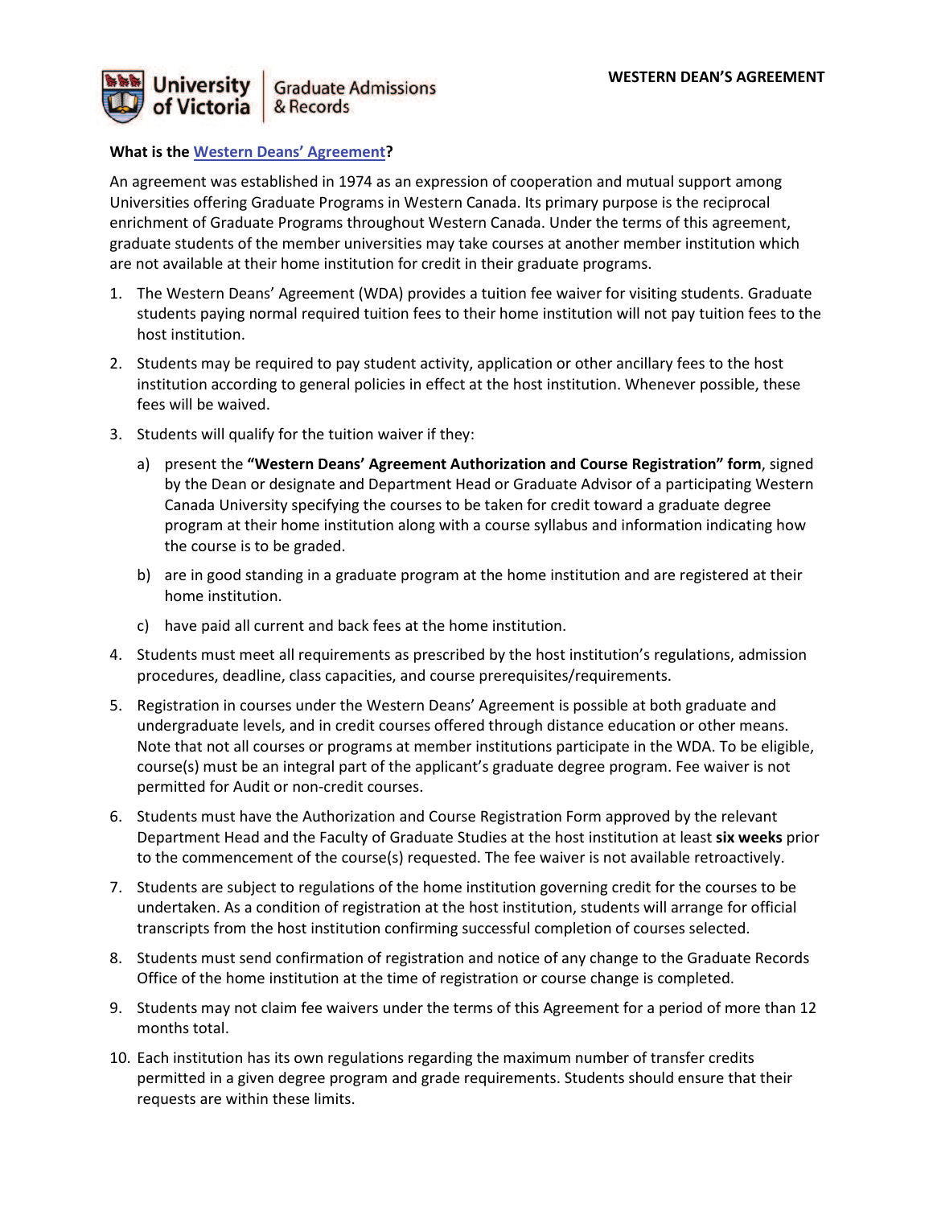**WESTERN DEAN'S AGREEMENT**

University of Victoria | Graduate Admissions & Records

**What is the Western Deans' Agreement?**

An agreement was established in 1974 as an expression of cooperation and mutual support among Universities offering Graduate Programs in Western Canada. Its primary purpose is the reciprocal enrichment of Graduate Programs throughout Western Canada. Under the terms of this agreement, graduate students of the member universities may take courses at another member institution which are not available at their home institution for credit in their graduate programs.

1. The Western Deans' Agreement (WDA) provides a tuition fee waiver for visiting students. Graduate students paying normal required tuition fees to their home institution will not pay tuition fees to the host institution.
2. Students may be required to pay student activity, application or other ancillary fees to the host institution according to general policies in effect at the host institution. Whenever possible, these fees will be waived.
3. Students will qualify for the tuition waiver if they:
   a) present the **"Western Deans' Agreement Authorization and Course Registration" form**, signed by the Dean or designate and Department Head or Graduate Advisor of a participating Western Canada University specifying the courses to be taken for credit toward a graduate degree program at their home institution along with a course syllabus and information indicating how the course is to be graded.
   b) are in good standing in a graduate program at the home institution and are registered at their home institution.
   c) have paid all current and back fees at the home institution.
4. Students must meet all requirements as prescribed by the host institution's regulations, admission procedures, deadline, class capacities, and course prerequisites/requirements.
5. Registration in courses under the Western Deans' Agreement is possible at both graduate and undergraduate levels, and in credit courses offered through distance education or other means. Note that not all courses or programs at member institutions participate in the WDA. To be eligible, course(s) must be an integral part of the applicant's graduate degree program. Fee waiver is not permitted for Audit or non-credit courses.
6. Students must have the Authorization and Course Registration Form approved by the relevant Department Head and the Faculty of Graduate Studies at the host institution at least **six weeks** prior to the commencement of the course(s) requested. The fee waiver is not available retroactively.
7. Students are subject to regulations of the home institution governing credit for the courses to be undertaken. As a condition of registration at the host institution, students will arrange for official transcripts from the host institution confirming successful completion of courses selected.
8. Students must send confirmation of registration and notice of any change to the Graduate Records Office of the home institution at the time of registration or course change is completed.
9. Students may not claim fee waivers under the terms of this Agreement for a period of more than 12 months total.
10. Each institution has its own regulations regarding the maximum number of transfer credits permitted in a given degree program and grade requirements. Students should ensure that their requests are within these limits.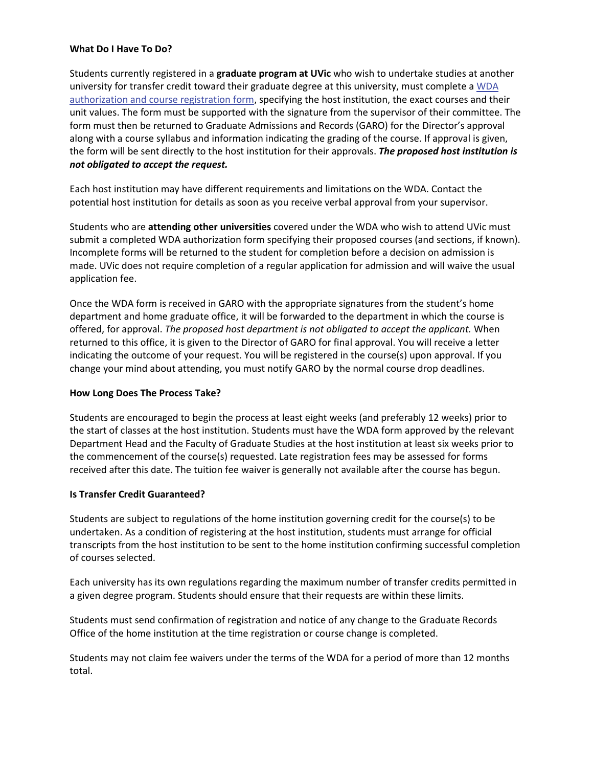**What Do I Have To Do?**

Students currently registered in a **graduate program at UVic** who wish to undertake studies at another university for transfer credit toward their graduate degree at this university, must complete a [WDA authorization and course registration form](), specifying the host institution, the exact courses and their unit values. The form must be supported with the signature from the supervisor of their committee. The form must then be returned to Graduate Admissions and Records (GARO) for the Director's approval along with a course syllabus and information indicating the grading of the course. If approval is given, the form will be sent directly to the host institution for their approvals. ***The proposed host institution is not obligated to accept the request.***

Each host institution may have different requirements and limitations on the WDA. Contact the potential host institution for details as soon as you receive verbal approval from your supervisor.

Students who are **attending other universities** covered under the WDA who wish to attend UVic must submit a completed WDA authorization form specifying their proposed courses (and sections, if known). Incomplete forms will be returned to the student for completion before a decision on admission is made. UVic does not require completion of a regular application for admission and will waive the usual application fee.

Once the WDA form is received in GARO with the appropriate signatures from the student's home department and home graduate office, it will be forwarded to the department in which the course is offered, for approval. *The proposed host department is not obligated to accept the applicant.* When returned to this office, it is given to the Director of GARO for final approval. You will receive a letter indicating the outcome of your request. You will be registered in the course(s) upon approval. If you change your mind about attending, you must notify GARO by the normal course drop deadlines.

**How Long Does The Process Take?**

Students are encouraged to begin the process at least eight weeks (and preferably 12 weeks) prior to the start of classes at the host institution. Students must have the WDA form approved by the relevant Department Head and the Faculty of Graduate Studies at the host institution at least six weeks prior to the commencement of the course(s) requested. Late registration fees may be assessed for forms received after this date. The tuition fee waiver is generally not available after the course has begun.

**Is Transfer Credit Guaranteed?**

Students are subject to regulations of the home institution governing credit for the course(s) to be undertaken. As a condition of registering at the host institution, students must arrange for official transcripts from the host institution to be sent to the home institution confirming successful completion of courses selected.

Each university has its own regulations regarding the maximum number of transfer credits permitted in a given degree program. Students should ensure that their requests are within these limits.

Students must send confirmation of registration and notice of any change to the Graduate Records Office of the home institution at the time registration or course change is completed.

Students may not claim fee waivers under the terms of the WDA for a period of more than 12 months total.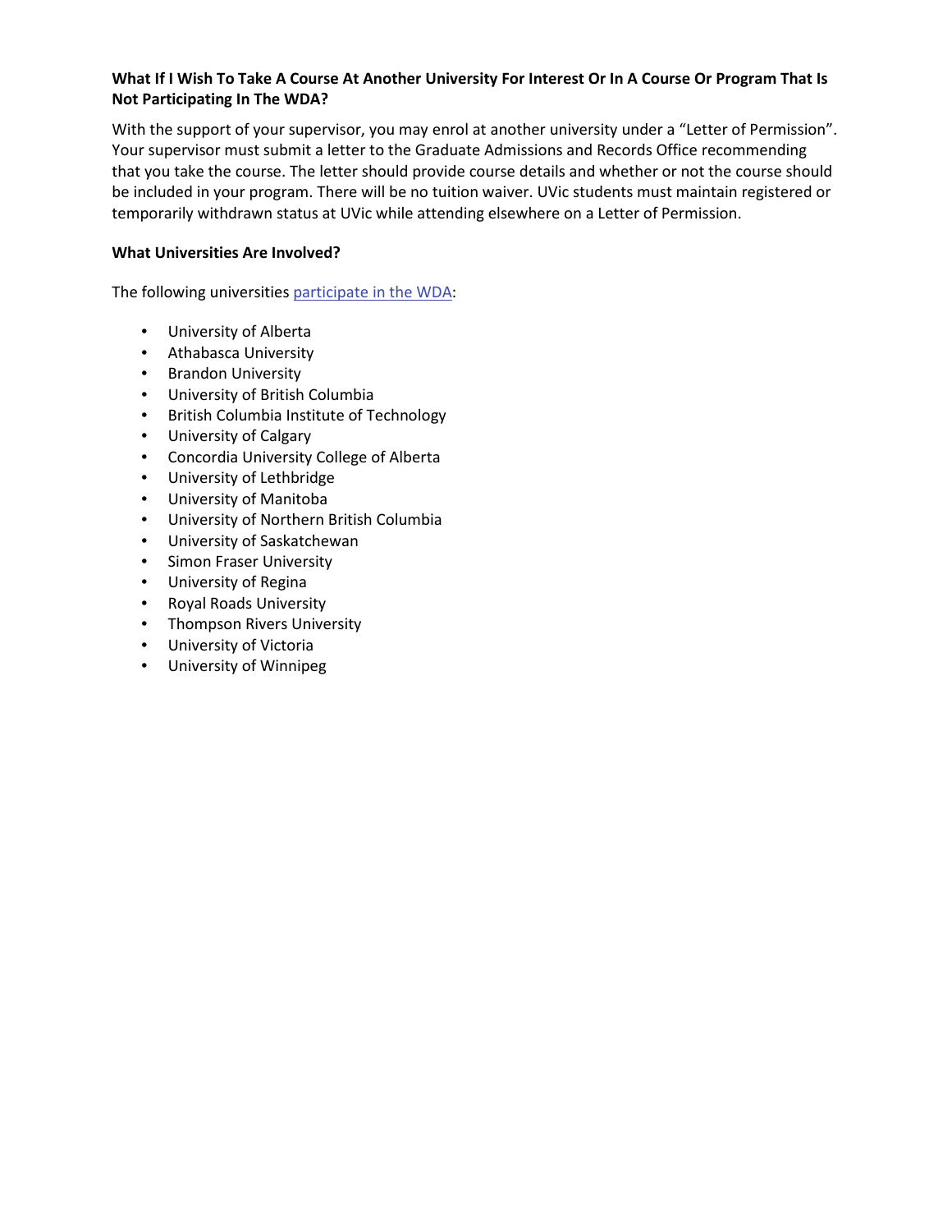**What If I Wish To Take A Course At Another University For Interest Or In A Course Or Program That Is Not Participating In The WDA?**

With the support of your supervisor, you may enrol at another university under a "Letter of Permission". Your supervisor must submit a letter to the Graduate Admissions and Records Office recommending that you take the course. The letter should provide course details and whether or not the course should be included in your program. There will be no tuition waiver. UVic students must maintain registered or temporarily withdrawn status at UVic while attending elsewhere on a Letter of Permission.

**What Universities Are Involved?**

The following universities participate in the WDA:

- University of Alberta
- Athabasca University
- Brandon University
- University of British Columbia
- British Columbia Institute of Technology
- University of Calgary
- Concordia University College of Alberta
- University of Lethbridge
- University of Manitoba
- University of Northern British Columbia
- University of Saskatchewan
- Simon Fraser University
- University of Regina
- Royal Roads University
- Thompson Rivers University
- University of Victoria
- University of Winnipeg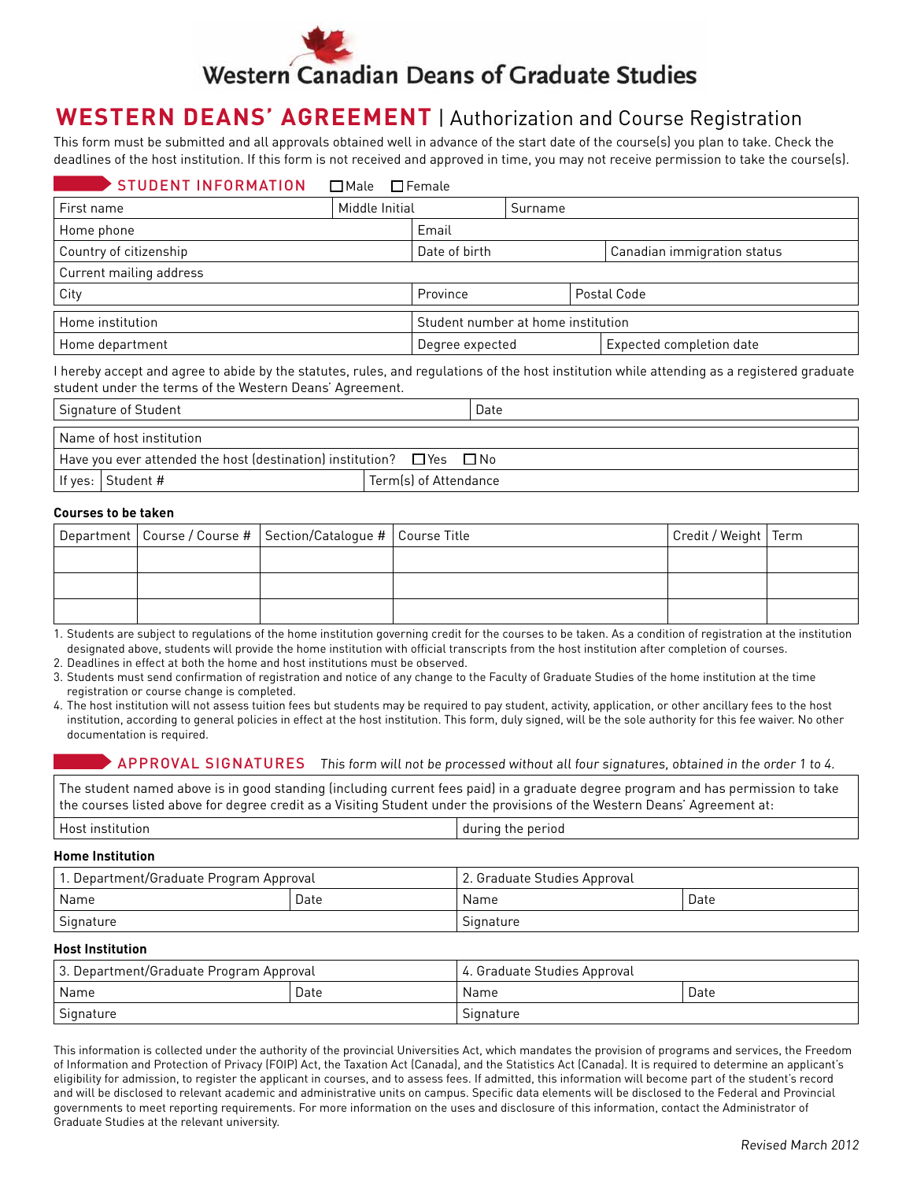# Western Canadian Deans of Graduate Studies

## WESTERN DEANS' AGREEMENT | Authorization and Course Registration

This form must be submitted and all approvals obtained well in advance of the start date of the course(s) you plan to take. Check the deadlines of the host institution. If this form is not received and approved in time, you may not receive permission to take the course(s).

### STUDENT INFORMATION ☐ Male ☐ Female

| | | |
|---|---|---|
| First name | Middle Initial | Surname |
| Home phone | Email | |
| Country of citizenship | Date of birth | Canadian immigration status |
| Current mailing address | | |
| City | Province | Postal Code |

| | | |
|---|---|---|
| Home institution | Student number at home institution | |
| Home department | Degree expected | Expected completion date |

I hereby accept and agree to abide by the statutes, rules, and regulations of the host institution while attending as a registered graduate student under the terms of the Western Deans' Agreement.

| | |
|---|---|
| Signature of Student | Date |

| | | |
|---|---|---|
| Name of host institution | | |
| Have you ever attended the host (destination) institution? ☐ Yes ☐ No | | |
| If yes: | Student # | Term(s) of Attendance |

**Courses to be taken**

| Department | Course / Course # | Section/Catalogue # | Course Title | Credit / Weight | Term |
|---|---|---|---|---|---|
| | | | | | |
| | | | | | |
| | | | | | |

1. Students are subject to regulations of the home institution governing credit for the courses to be taken. As a condition of registration at the institution designated above, students will provide the home institution with official transcripts from the host institution after completion of courses.
2. Deadlines in effect at both the home and host institutions must be observed.
3. Students must send confirmation of registration and notice of any change to the Faculty of Graduate Studies of the home institution at the time registration or course change is completed.
4. The host institution will not assess tuition fees but students may be required to pay student, activity, application, or other ancillary fees to the host institution, according to general policies in effect at the host institution. This form, duly signed, will be the sole authority for this fee waiver. No other documentation is required.

### APPROVAL SIGNATURES *This form will not be processed without all four signatures, obtained in the order 1 to 4.*

The student named above is in good standing (including current fees paid) in a graduate degree program and has permission to take the courses listed above for degree credit as a Visiting Student under the provisions of the Western Deans' Agreement at:

| | |
|---|---|
| Host institution | during the period |

**Home Institution**

| | | | |
|---|---|---|---|
| 1. Department/Graduate Program Approval | | 2. Graduate Studies Approval | |
| Name | Date | Name | Date |
| Signature | | Signature | |

**Host Institution**

| | | | |
|---|---|---|---|
| 3. Department/Graduate Program Approval | | 4. Graduate Studies Approval | |
| Name | Date | Name | Date |
| Signature | | Signature | |

This information is collected under the authority of the provincial Universities Act, which mandates the provision of programs and services, the Freedom of Information and Protection of Privacy (FOIP) Act, the Taxation Act (Canada), and the Statistics Act (Canada). It is required to determine an applicant's eligibility for admission, to register the applicant in courses, and to assess fees. If admitted, this information will become part of the student's record and will be disclosed to relevant academic and administrative units on campus. Specific data elements will be disclosed to the Federal and Provincial governments to meet reporting requirements. For more information on the uses and disclosure of this information, contact the Administrator of Graduate Studies at the relevant university.

*Revised March 2012*